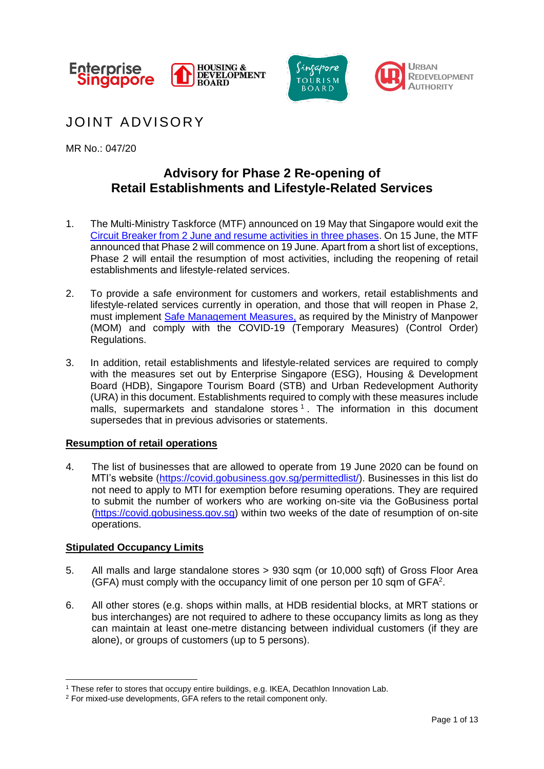Enterprise Singapore | HOUSING & DEVELOPMENT BOARD | Singapore Tourism Board | URBAN REDEVELOPMENT AUTHORITY

# JOINT ADVISORY

MR No.: 047/20

## Advisory for Phase 2 Re-opening of Retail Establishments and Lifestyle-Related Services

1. The Multi-Ministry Taskforce (MTF) announced on 19 May that Singapore would exit the [Circuit Breaker from 2 June and resume activities in three phases](). On 15 June, the MTF announced that Phase 2 will commence on 19 June. Apart from a short list of exceptions, Phase 2 will entail the resumption of most activities, including the reopening of retail establishments and lifestyle-related services.

2. To provide a safe environment for customers and workers, retail establishments and lifestyle-related services currently in operation, and those that will reopen in Phase 2, must implement [Safe Management Measures,]() as required by the Ministry of Manpower (MOM) and comply with the COVID-19 (Temporary Measures) (Control Order) Regulations.

3. In addition, retail establishments and lifestyle-related services are required to comply with the measures set out by Enterprise Singapore (ESG), Housing & Development Board (HDB), Singapore Tourism Board (STB) and Urban Redevelopment Authority (URA) in this document. Establishments required to comply with these measures include malls, supermarkets and standalone stores[1]. The information in this document supersedes that in previous advisories or statements.

**Resumption of retail operations**

4. The list of businesses that are allowed to operate from 19 June 2020 can be found on MTI's website (https://covid.gobusiness.gov.sg/permittedlist/). Businesses in this list do not need to apply to MTI for exemption before resuming operations. They are required to submit the number of workers who are working on-site via the GoBusiness portal (https://covid.gobusiness.gov.sg) within two weeks of the date of resumption of on-site operations.

**Stipulated Occupancy Limits**

5. All malls and large standalone stores > 930 sqm (or 10,000 sqft) of Gross Floor Area (GFA) must comply with the occupancy limit of one person per 10 sqm of GFA[2].

6. All other stores (e.g. shops within malls, at HDB residential blocks, at MRT stations or bus interchanges) are not required to adhere to these occupancy limits as long as they can maintain at least one-metre distancing between individual customers (if they are alone), or groups of customers (up to 5 persons).

---

[1] These refer to stores that occupy entire buildings, e.g. IKEA, Decathlon Innovation Lab.

[2] For mixed-use developments, GFA refers to the retail component only.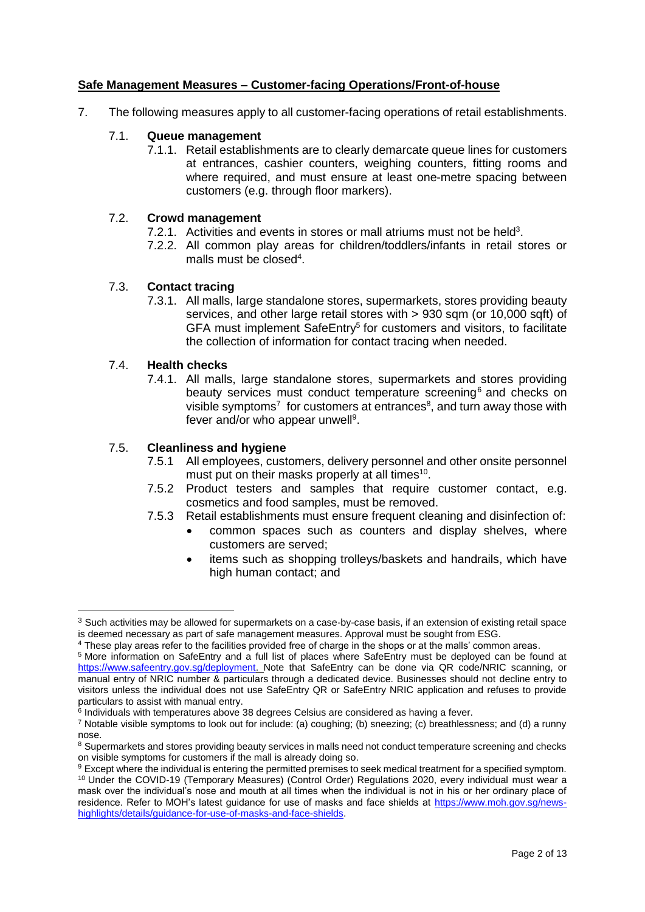## Safe Management Measures – Customer-facing Operations/Front-of-house

7. The following measures apply to all customer-facing operations of retail establishments.

### 7.1. Queue management

7.1.1. Retail establishments are to clearly demarcate queue lines for customers at entrances, cashier counters, weighing counters, fitting rooms and where required, and must ensure at least one-metre spacing between customers (e.g. through floor markers).

### 7.2. Crowd management

7.2.1. Activities and events in stores or mall atriums must not be held[3].

7.2.2. All common play areas for children/toddlers/infants in retail stores or malls must be closed[4].

### 7.3. Contact tracing

7.3.1. All malls, large standalone stores, supermarkets, stores providing beauty services, and other large retail stores with > 930 sqm (or 10,000 sqft) of GFA must implement SafeEntry[5] for customers and visitors, to facilitate the collection of information for contact tracing when needed.

### 7.4. Health checks

7.4.1. All malls, large standalone stores, supermarkets and stores providing beauty services must conduct temperature screening[6] and checks on visible symptoms[7] for customers at entrances[8], and turn away those with fever and/or who appear unwell[9].

### 7.5. Cleanliness and hygiene

7.5.1 All employees, customers, delivery personnel and other onsite personnel must put on their masks properly at all times[10].

7.5.2 Product testers and samples that require customer contact, e.g. cosmetics and food samples, must be removed.

7.5.3 Retail establishments must ensure frequent cleaning and disinfection of:

- common spaces such as counters and display shelves, where customers are served;
- items such as shopping trolleys/baskets and handrails, which have high human contact; and

---

[3] Such activities may be allowed for supermarkets on a case-by-case basis, if an extension of existing retail space is deemed necessary as part of safe management measures. Approval must be sought from ESG.

[4] These play areas refer to the facilities provided free of charge in the shops or at the malls' common areas.

[5] More information on SafeEntry and a full list of places where SafeEntry must be deployed can be found at https://www.safeentry.gov.sg/deployment. Note that SafeEntry can be done via QR code/NRIC scanning, or manual entry of NRIC number & particulars through a dedicated device. Businesses should not decline entry to visitors unless the individual does not use SafeEntry QR or SafeEntry NRIC application and refuses to provide particulars to assist with manual entry.

[6] Individuals with temperatures above 38 degrees Celsius are considered as having a fever.

[7] Notable visible symptoms to look out for include: (a) coughing; (b) sneezing; (c) breathlessness; and (d) a runny nose.

[8] Supermarkets and stores providing beauty services in malls need not conduct temperature screening and checks on visible symptoms for customers if the mall is already doing so.

[9] Except where the individual is entering the permitted premises to seek medical treatment for a specified symptom.

[10] Under the COVID-19 (Temporary Measures) (Control Order) Regulations 2020, every individual must wear a mask over the individual's nose and mouth at all times when the individual is not in his or her ordinary place of residence. Refer to MOH's latest guidance for use of masks and face shields at https://www.moh.gov.sg/news-highlights/details/guidance-for-use-of-masks-and-face-shields.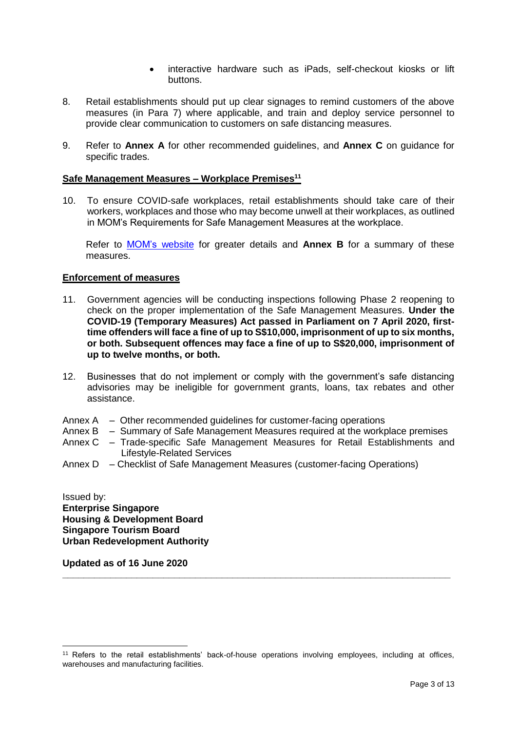- interactive hardware such as iPads, self-checkout kiosks or lift buttons.

8. Retail establishments should put up clear signages to remind customers of the above measures (in Para 7) where applicable, and train and deploy service personnel to provide clear communication to customers on safe distancing measures.

9. Refer to **Annex A** for other recommended guidelines, and **Annex C** on guidance for specific trades.

**Safe Management Measures – Workplace Premises[11]**

10. To ensure COVID-safe workplaces, retail establishments should take care of their workers, workplaces and those who may become unwell at their workplaces, as outlined in MOM's Requirements for Safe Management Measures at the workplace.

    Refer to MOM's website for greater details and **Annex B** for a summary of these measures.

**Enforcement of measures**

11. Government agencies will be conducting inspections following Phase 2 reopening to check on the proper implementation of the Safe Management Measures. **Under the COVID-19 (Temporary Measures) Act passed in Parliament on 7 April 2020, first-time offenders will face a fine of up to S$10,000, imprisonment of up to six months, or both. Subsequent offences may face a fine of up to S$20,000, imprisonment of up to twelve months, or both.**

12. Businesses that do not implement or comply with the government's safe distancing advisories may be ineligible for government grants, loans, tax rebates and other assistance.

Annex A – Other recommended guidelines for customer-facing operations
Annex B – Summary of Safe Management Measures required at the workplace premises
Annex C – Trade-specific Safe Management Measures for Retail Establishments and Lifestyle-Related Services
Annex D – Checklist of Safe Management Measures (customer-facing Operations)

Issued by:
**Enterprise Singapore**
**Housing & Development Board**
**Singapore Tourism Board**
**Urban Redevelopment Authority**

**Updated as of 16 June 2020**

---

[11] Refers to the retail establishments' back-of-house operations involving employees, including at offices, warehouses and manufacturing facilities.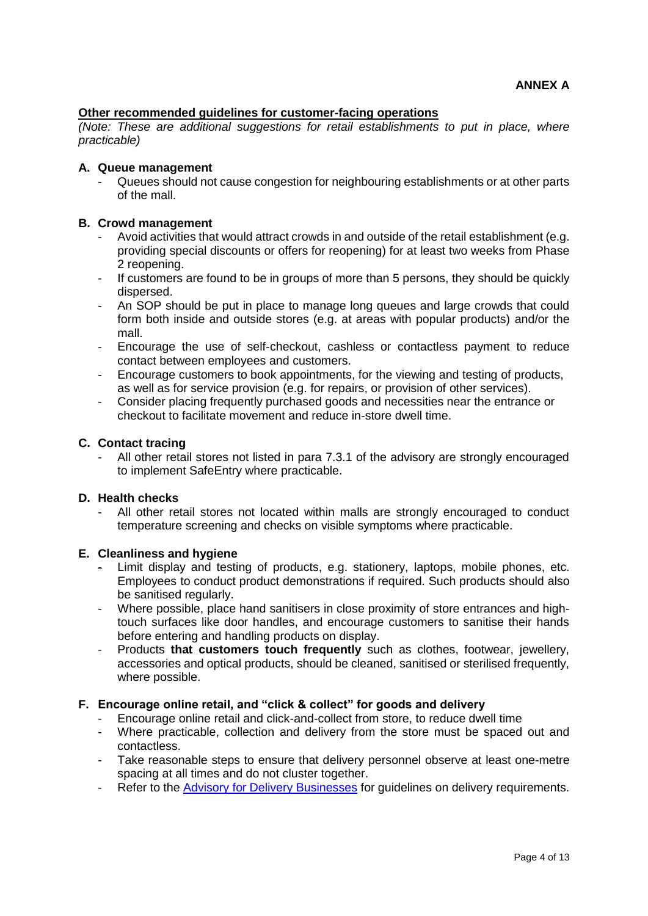**ANNEX A**

## Other recommended guidelines for customer-facing operations

*(Note: These are additional suggestions for retail establishments to put in place, where practicable)*

### A. Queue management

- Queues should not cause congestion for neighbouring establishments or at other parts of the mall.

### B. Crowd management

- Avoid activities that would attract crowds in and outside of the retail establishment (e.g. providing special discounts or offers for reopening) for at least two weeks from Phase 2 reopening.
- If customers are found to be in groups of more than 5 persons, they should be quickly dispersed.
- An SOP should be put in place to manage long queues and large crowds that could form both inside and outside stores (e.g. at areas with popular products) and/or the mall.
- Encourage the use of self-checkout, cashless or contactless payment to reduce contact between employees and customers.
- Encourage customers to book appointments, for the viewing and testing of products, as well as for service provision (e.g. for repairs, or provision of other services).
- Consider placing frequently purchased goods and necessities near the entrance or checkout to facilitate movement and reduce in-store dwell time.

### C. Contact tracing

- All other retail stores not listed in para 7.3.1 of the advisory are strongly encouraged to implement SafeEntry where practicable.

### D. Health checks

- All other retail stores not located within malls are strongly encouraged to conduct temperature screening and checks on visible symptoms where practicable.

### E. Cleanliness and hygiene

- Limit display and testing of products, e.g. stationery, laptops, mobile phones, etc. Employees to conduct product demonstrations if required. Such products should also be sanitised regularly.
- Where possible, place hand sanitisers in close proximity of store entrances and high-touch surfaces like door handles, and encourage customers to sanitise their hands before entering and handling products on display.
- Products **that customers touch frequently** such as clothes, footwear, jewellery, accessories and optical products, should be cleaned, sanitised or sterilised frequently, where possible.

### F. Encourage online retail, and "click & collect" for goods and delivery

- Encourage online retail and click-and-collect from store, to reduce dwell time
- Where practicable, collection and delivery from the store must be spaced out and contactless.
- Take reasonable steps to ensure that delivery personnel observe at least one-metre spacing at all times and do not cluster together.
- Refer to the Advisory for Delivery Businesses for guidelines on delivery requirements.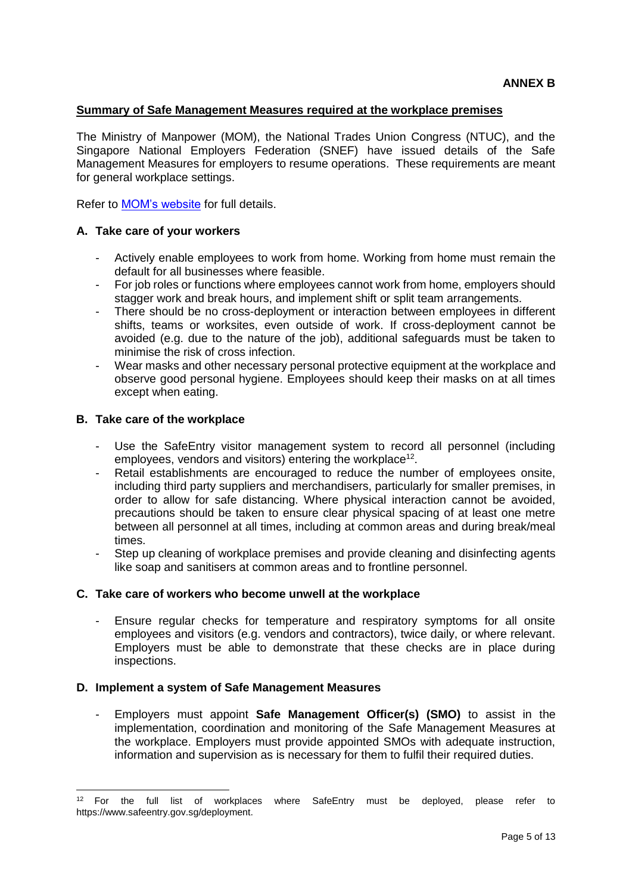**ANNEX B**

## Summary of Safe Management Measures required at the workplace premises

The Ministry of Manpower (MOM), the National Trades Union Congress (NTUC), and the Singapore National Employers Federation (SNEF) have issued details of the Safe Management Measures for employers to resume operations. These requirements are meant for general workplace settings.

Refer to [MOM's website]() for full details.

### A. Take care of your workers

- Actively enable employees to work from home. Working from home must remain the default for all businesses where feasible.
- For job roles or functions where employees cannot work from home, employers should stagger work and break hours, and implement shift or split team arrangements.
- There should be no cross-deployment or interaction between employees in different shifts, teams or worksites, even outside of work. If cross-deployment cannot be avoided (e.g. due to the nature of the job), additional safeguards must be taken to minimise the risk of cross infection.
- Wear masks and other necessary personal protective equipment at the workplace and observe good personal hygiene. Employees should keep their masks on at all times except when eating.

### B. Take care of the workplace

- Use the SafeEntry visitor management system to record all personnel (including employees, vendors and visitors) entering the workplace[12].
- Retail establishments are encouraged to reduce the number of employees onsite, including third party suppliers and merchandisers, particularly for smaller premises, in order to allow for safe distancing. Where physical interaction cannot be avoided, precautions should be taken to ensure clear physical spacing of at least one metre between all personnel at all times, including at common areas and during break/meal times.
- Step up cleaning of workplace premises and provide cleaning and disinfecting agents like soap and sanitisers at common areas and to frontline personnel.

### C. Take care of workers who become unwell at the workplace

- Ensure regular checks for temperature and respiratory symptoms for all onsite employees and visitors (e.g. vendors and contractors), twice daily, or where relevant. Employers must be able to demonstrate that these checks are in place during inspections.

### D. Implement a system of Safe Management Measures

- Employers must appoint **Safe Management Officer(s) (SMO)** to assist in the implementation, coordination and monitoring of the Safe Management Measures at the workplace. Employers must provide appointed SMOs with adequate instruction, information and supervision as is necessary for them to fulfil their required duties.

---

[12] For the full list of workplaces where SafeEntry must be deployed, please refer to https://www.safeentry.gov.sg/deployment.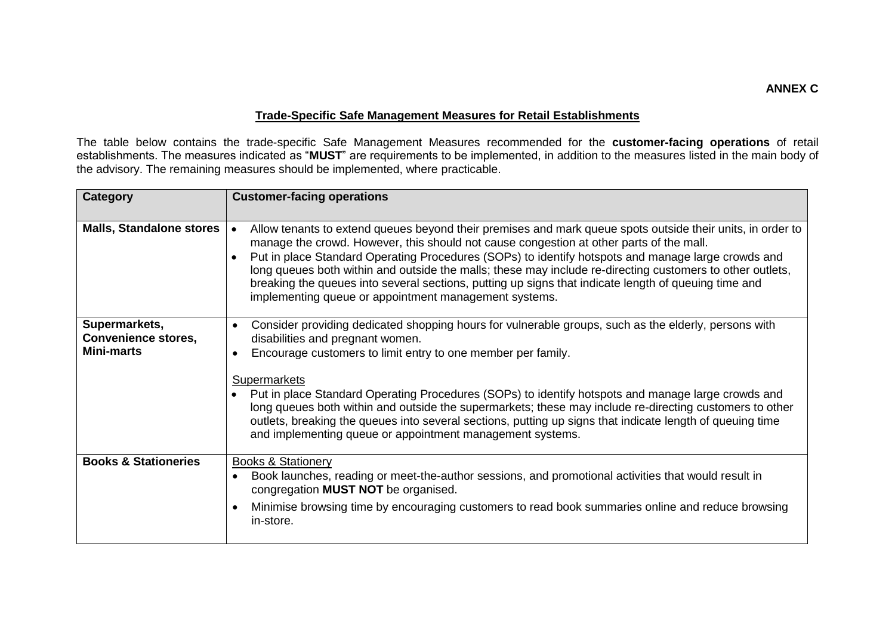**ANNEX C**

## Trade-Specific Safe Management Measures for Retail Establishments

The table below contains the trade-specific Safe Management Measures recommended for the **customer-facing operations** of retail establishments. The measures indicated as "**MUST**" are requirements to be implemented, in addition to the measures listed in the main body of the advisory. The remaining measures should be implemented, where practicable.

| Category | Customer-facing operations |
|---|---|
| **Malls, Standalone stores** | • Allow tenants to extend queues beyond their premises and mark queue spots outside their units, in order to manage the crowd. However, this should not cause congestion at other parts of the mall.<br>• Put in place Standard Operating Procedures (SOPs) to identify hotspots and manage large crowds and long queues both within and outside the malls; these may include re-directing customers to other outlets, breaking the queues into several sections, putting up signs that indicate length of queuing time and implementing queue or appointment management systems. |
| **Supermarkets, Convenience stores, Mini-marts** | • Consider providing dedicated shopping hours for vulnerable groups, such as the elderly, persons with disabilities and pregnant women.<br>• Encourage customers to limit entry to one member per family.<br><br>Supermarkets<br>• Put in place Standard Operating Procedures (SOPs) to identify hotspots and manage large crowds and long queues both within and outside the supermarkets; these may include re-directing customers to other outlets, breaking the queues into several sections, putting up signs that indicate length of queuing time and implementing queue or appointment management systems. |
| **Books & Stationeries** | Books & Stationery<br>• Book launches, reading or meet-the-author sessions, and promotional activities that would result in congregation **MUST NOT** be organised.<br>• Minimise browsing time by encouraging customers to read book summaries online and reduce browsing in-store. |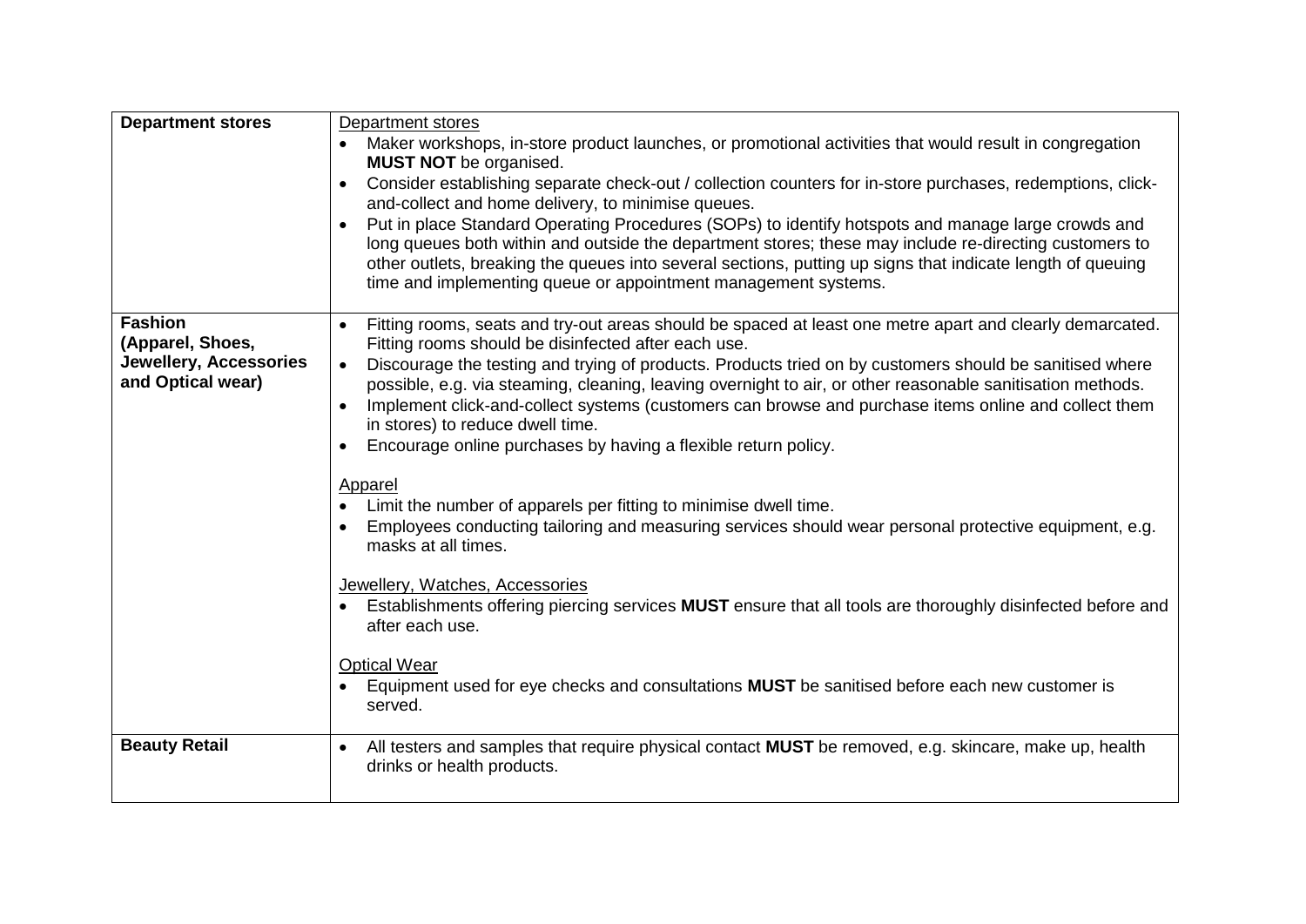| | |
|---|---|
| **Department stores** | <u>Department stores</u><br>• Maker workshops, in-store product launches, or promotional activities that would result in congregation **MUST NOT** be organised.<br>• Consider establishing separate check-out / collection counters for in-store purchases, redemptions, click-and-collect and home delivery, to minimise queues.<br>• Put in place Standard Operating Procedures (SOPs) to identify hotspots and manage large crowds and long queues both within and outside the department stores; these may include re-directing customers to other outlets, breaking the queues into several sections, putting up signs that indicate length of queuing time and implementing queue or appointment management systems. |
| **Fashion (Apparel, Shoes, Jewellery, Accessories and Optical wear)** | • Fitting rooms, seats and try-out areas should be spaced at least one metre apart and clearly demarcated. Fitting rooms should be disinfected after each use.<br>• Discourage the testing and trying of products. Products tried on by customers should be sanitised where possible, e.g. via steaming, cleaning, leaving overnight to air, or other reasonable sanitisation methods.<br>• Implement click-and-collect systems (customers can browse and purchase items online and collect them in stores) to reduce dwell time.<br>• Encourage online purchases by having a flexible return policy.<br><br><u>Apparel</u><br>• Limit the number of apparels per fitting to minimise dwell time.<br>• Employees conducting tailoring and measuring services should wear personal protective equipment, e.g. masks at all times.<br><br><u>Jewellery, Watches, Accessories</u><br>• Establishments offering piercing services **MUST** ensure that all tools are thoroughly disinfected before and after each use.<br><br><u>Optical Wear</u><br>• Equipment used for eye checks and consultations **MUST** be sanitised before each new customer is served. |
| **Beauty Retail** | • All testers and samples that require physical contact **MUST** be removed, e.g. skincare, make up, health drinks or health products. |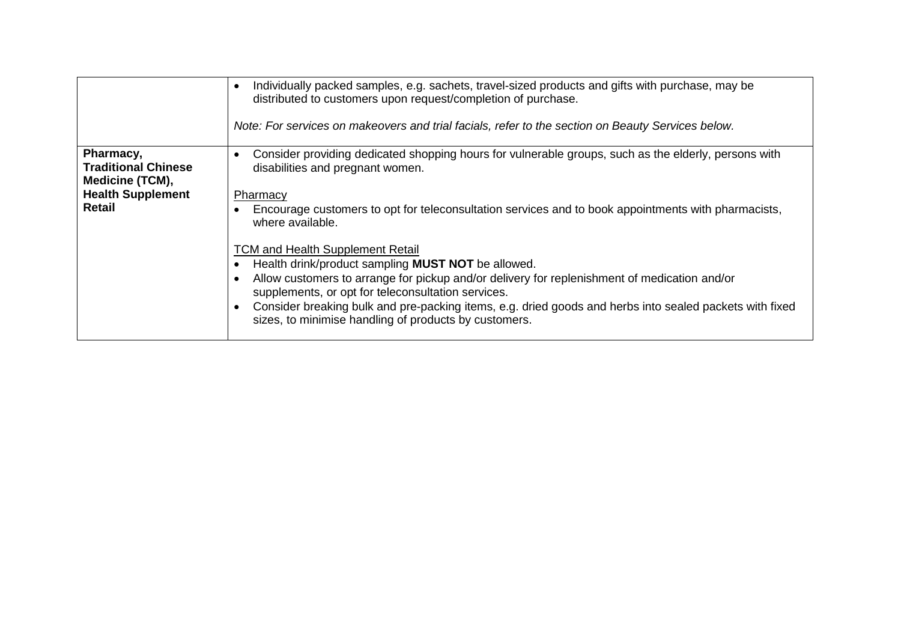| | |
|---|---|
| | • Individually packed samples, e.g. sachets, travel-sized products and gifts with purchase, may be distributed to customers upon request/completion of purchase.<br><br>*Note: For services on makeovers and trial facials, refer to the section on Beauty Services below.* |
| **Pharmacy, Traditional Chinese Medicine (TCM), Health Supplement Retail** | • Consider providing dedicated shopping hours for vulnerable groups, such as the elderly, persons with disabilities and pregnant women.<br><br><u>Pharmacy</u><br>• Encourage customers to opt for teleconsultation services and to book appointments with pharmacists, where available.<br><br><u>TCM and Health Supplement Retail</u><br>• Health drink/product sampling **MUST NOT** be allowed.<br>• Allow customers to arrange for pickup and/or delivery for replenishment of medication and/or supplements, or opt for teleconsultation services.<br>• Consider breaking bulk and pre-packing items, e.g. dried goods and herbs into sealed packets with fixed sizes, to minimise handling of products by customers. |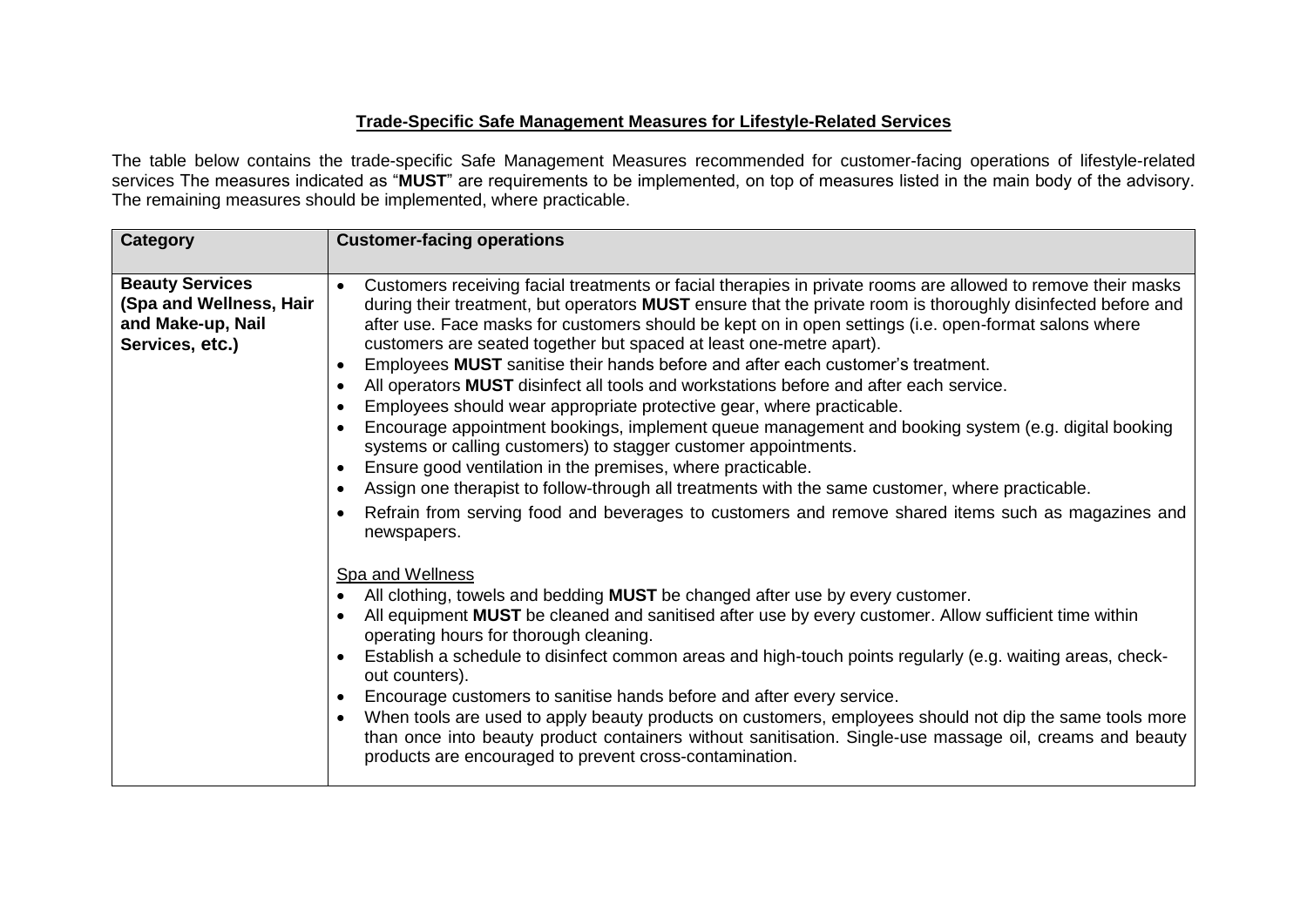**<u>Trade-Specific Safe Management Measures for Lifestyle-Related Services</u>**

The table below contains the trade-specific Safe Management Measures recommended for customer-facing operations of lifestyle-related services The measures indicated as "**MUST**" are requirements to be implemented, on top of measures listed in the main body of the advisory. The remaining measures should be implemented, where practicable.

| Category | Customer-facing operations |
| --- | --- |
| **Beauty Services (Spa and Wellness, Hair and Make-up, Nail Services, etc.)** | • Customers receiving facial treatments or facial therapies in private rooms are allowed to remove their masks during their treatment, but operators **MUST** ensure that the private room is thoroughly disinfected before and after use. Face masks for customers should be kept on in open settings (i.e. open-format salons where customers are seated together but spaced at least one-metre apart).<br>• Employees **MUST** sanitise their hands before and after each customer's treatment.<br>• All operators **MUST** disinfect all tools and workstations before and after each service.<br>• Employees should wear appropriate protective gear, where practicable.<br>• Encourage appointment bookings, implement queue management and booking system (e.g. digital booking systems or calling customers) to stagger customer appointments.<br>• Ensure good ventilation in the premises, where practicable.<br>• Assign one therapist to follow-through all treatments with the same customer, where practicable.<br>• Refrain from serving food and beverages to customers and remove shared items such as magazines and newspapers.<br><br><u>Spa and Wellness</u><br>• All clothing, towels and bedding **MUST** be changed after use by every customer.<br>• All equipment **MUST** be cleaned and sanitised after use by every customer. Allow sufficient time within operating hours for thorough cleaning.<br>• Establish a schedule to disinfect common areas and high-touch points regularly (e.g. waiting areas, check-out counters).<br>• Encourage customers to sanitise hands before and after every service.<br>• When tools are used to apply beauty products on customers, employees should not dip the same tools more than once into beauty product containers without sanitisation. Single-use massage oil, creams and beauty products are encouraged to prevent cross-contamination. |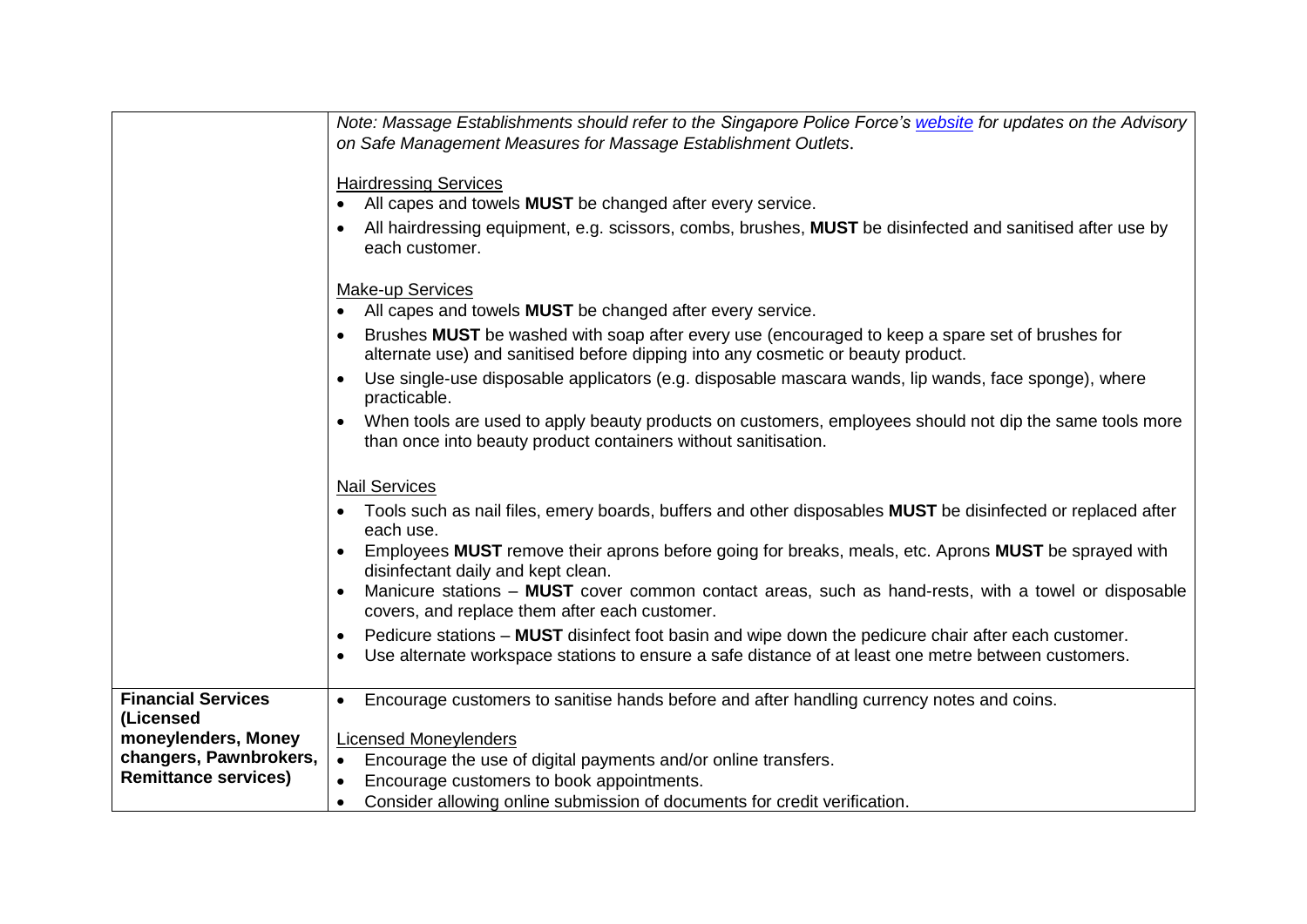| | |
|---|---|
| | *Note: Massage Establishments should refer to the Singapore Police Force's website for updates on the Advisory on Safe Management Measures for Massage Establishment Outlets*.<br><br><u>Hairdressing Services</u><br>• All capes and towels **MUST** be changed after every service.<br>• All hairdressing equipment, e.g. scissors, combs, brushes, **MUST** be disinfected and sanitised after use by each customer.<br><br><u>Make-up Services</u><br>• All capes and towels **MUST** be changed after every service.<br>• Brushes **MUST** be washed with soap after every use (encouraged to keep a spare set of brushes for alternate use) and sanitised before dipping into any cosmetic or beauty product.<br>• Use single-use disposable applicators (e.g. disposable mascara wands, lip wands, face sponge), where practicable.<br>• When tools are used to apply beauty products on customers, employees should not dip the same tools more than once into beauty product containers without sanitisation.<br><br><u>Nail Services</u><br>• Tools such as nail files, emery boards, buffers and other disposables **MUST** be disinfected or replaced after each use.<br>• Employees **MUST** remove their aprons before going for breaks, meals, etc. Aprons **MUST** be sprayed with disinfectant daily and kept clean.<br>• Manicure stations – **MUST** cover common contact areas, such as hand-rests, with a towel or disposable covers, and replace them after each customer.<br>• Pedicure stations – **MUST** disinfect foot basin and wipe down the pedicure chair after each customer.<br>• Use alternate workspace stations to ensure a safe distance of at least one metre between customers. |
| **Financial Services (Licensed moneylenders, Money changers, Pawnbrokers, Remittance services)** | • Encourage customers to sanitise hands before and after handling currency notes and coins.<br><br><u>Licensed Moneylenders</u><br>• Encourage the use of digital payments and/or online transfers.<br>• Encourage customers to book appointments.<br>• Consider allowing online submission of documents for credit verification. |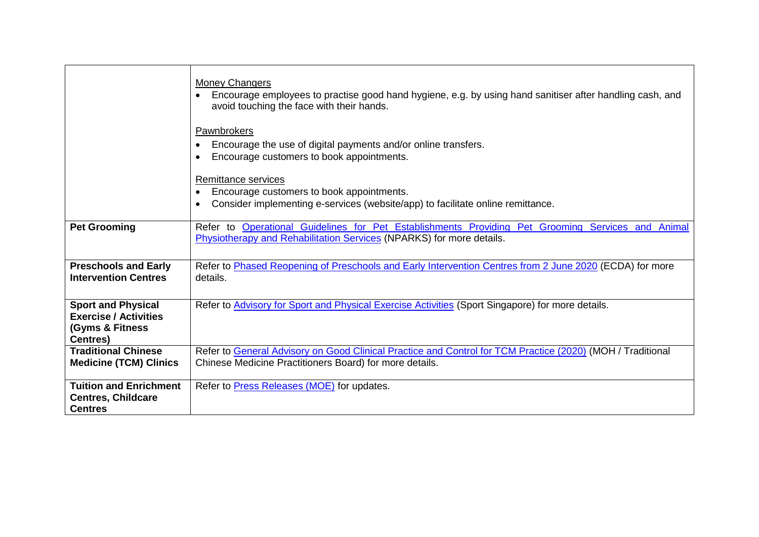| | |
|---|---|
| | Money Changers<br>• Encourage employees to practise good hand hygiene, e.g. by using hand sanitiser after handling cash, and avoid touching the face with their hands.<br><br>Pawnbrokers<br>• Encourage the use of digital payments and/or online transfers.<br>• Encourage customers to book appointments.<br><br>Remittance services<br>• Encourage customers to book appointments.<br>• Consider implementing e-services (website/app) to facilitate online remittance. |
| **Pet Grooming** | Refer to Operational Guidelines for Pet Establishments Providing Pet Grooming Services and Animal Physiotherapy and Rehabilitation Services (NPARKS) for more details. |
| **Preschools and Early Intervention Centres** | Refer to Phased Reopening of Preschools and Early Intervention Centres from 2 June 2020 (ECDA) for more details. |
| **Sport and Physical Exercise / Activities (Gyms & Fitness Centres)** | Refer to Advisory for Sport and Physical Exercise Activities (Sport Singapore) for more details. |
| **Traditional Chinese Medicine (TCM) Clinics** | Refer to General Advisory on Good Clinical Practice and Control for TCM Practice (2020) (MOH / Traditional Chinese Medicine Practitioners Board) for more details. |
| **Tuition and Enrichment Centres, Childcare Centres** | Refer to Press Releases (MOE) for updates. |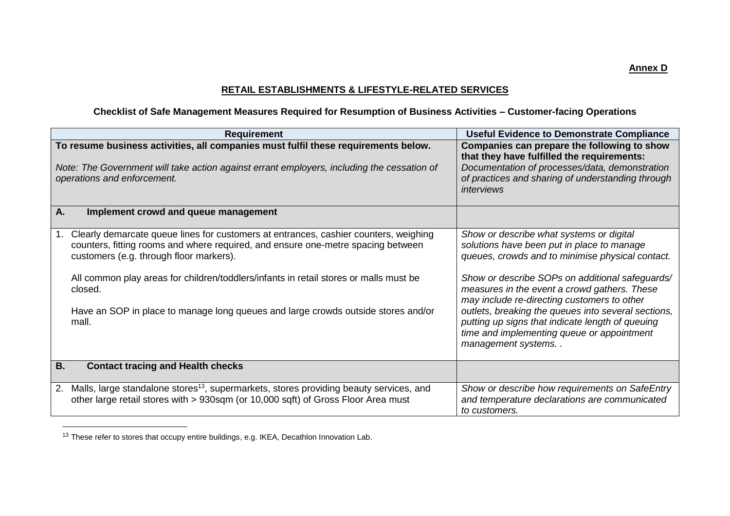**Annex D**

## RETAIL ESTABLISHMENTS & LIFESTYLE-RELATED SERVICES

### Checklist of Safe Management Measures Required for Resumption of Business Activities – Customer-facing Operations

| Requirement | Useful Evidence to Demonstrate Compliance |
|---|---|
| **To resume business activities, all companies must fulfil these requirements below.**<br><br>*Note: The Government will take action against errant employers, including the cessation of operations and enforcement.* | **Companies can prepare the following to show that they have fulfilled the requirements:**<br>*Documentation of processes/data, demonstration of practices and sharing of understanding through interviews* |
| **A. Implement crowd and queue management** | |
| 1. Clearly demarcate queue lines for customers at entrances, cashier counters, weighing counters, fitting rooms and where required, and ensure one-metre spacing between customers (e.g. through floor markers).<br><br>All common play areas for children/toddlers/infants in retail stores or malls must be closed.<br><br>Have an SOP in place to manage long queues and large crowds outside stores and/or mall. | *Show or describe what systems or digital solutions have been put in place to manage queues, crowds and to minimise physical contact.*<br><br>*Show or describe SOPs on additional safeguards/ measures in the event a crowd gathers. These may include re-directing customers to other outlets, breaking the queues into several sections, putting up signs that indicate length of queuing time and implementing queue or appointment management systems. .* |
| **B. Contact tracing and Health checks** | |
| 2. Malls, large standalone stores[13], supermarkets, stores providing beauty services, and other large retail stores with > 930sqm (or 10,000 sqft) of Gross Floor Area must | *Show or describe how requirements on SafeEntry and temperature declarations are communicated to customers.* |

[13] These refer to stores that occupy entire buildings, e.g. IKEA, Decathlon Innovation Lab.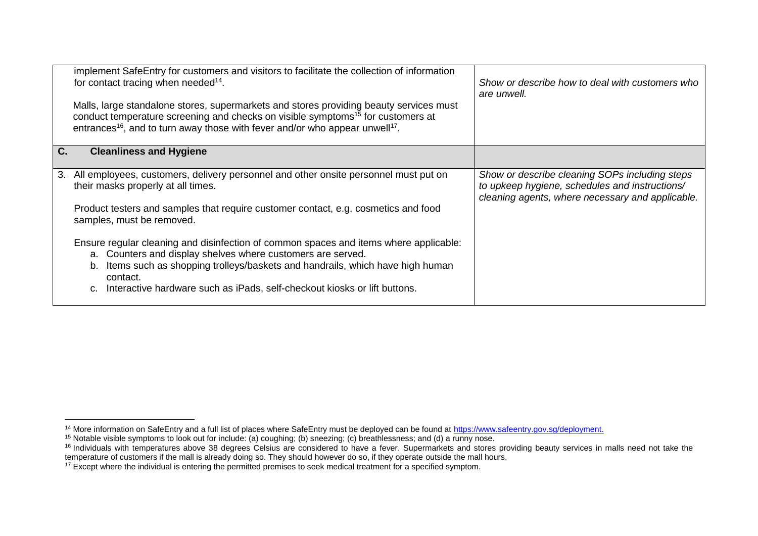| | |
|---|---|
| implement SafeEntry for customers and visitors to facilitate the collection of information for contact tracing when needed[14].<br><br>Malls, large standalone stores, supermarkets and stores providing beauty services must conduct temperature screening and checks on visible symptoms[15] for customers at entrances[16], and to turn away those with fever and/or who appear unwell[17]. | *Show or describe how to deal with customers who are unwell.* |
| **C. Cleanliness and Hygiene** | |
| 3. All employees, customers, delivery personnel and other onsite personnel must put on their masks properly at all times.<br><br>Product testers and samples that require customer contact, e.g. cosmetics and food samples, must be removed.<br><br>Ensure regular cleaning and disinfection of common spaces and items where applicable:<br>a. Counters and display shelves where customers are served.<br>b. Items such as shopping trolleys/baskets and handrails, which have high human contact.<br>c. Interactive hardware such as iPads, self-checkout kiosks or lift buttons. | *Show or describe cleaning SOPs including steps to upkeep hygiene, schedules and instructions/ cleaning agents, where necessary and applicable.* |

[14] More information on SafeEntry and a full list of places where SafeEntry must be deployed can be found at https://www.safeentry.gov.sg/deployment.

[15] Notable visible symptoms to look out for include: (a) coughing; (b) sneezing; (c) breathlessness; and (d) a runny nose.

[16] Individuals with temperatures above 38 degrees Celsius are considered to have a fever. Supermarkets and stores providing beauty services in malls need not take the temperature of customers if the mall is already doing so. They should however do so, if they operate outside the mall hours.

[17] Except where the individual is entering the permitted premises to seek medical treatment for a specified symptom.